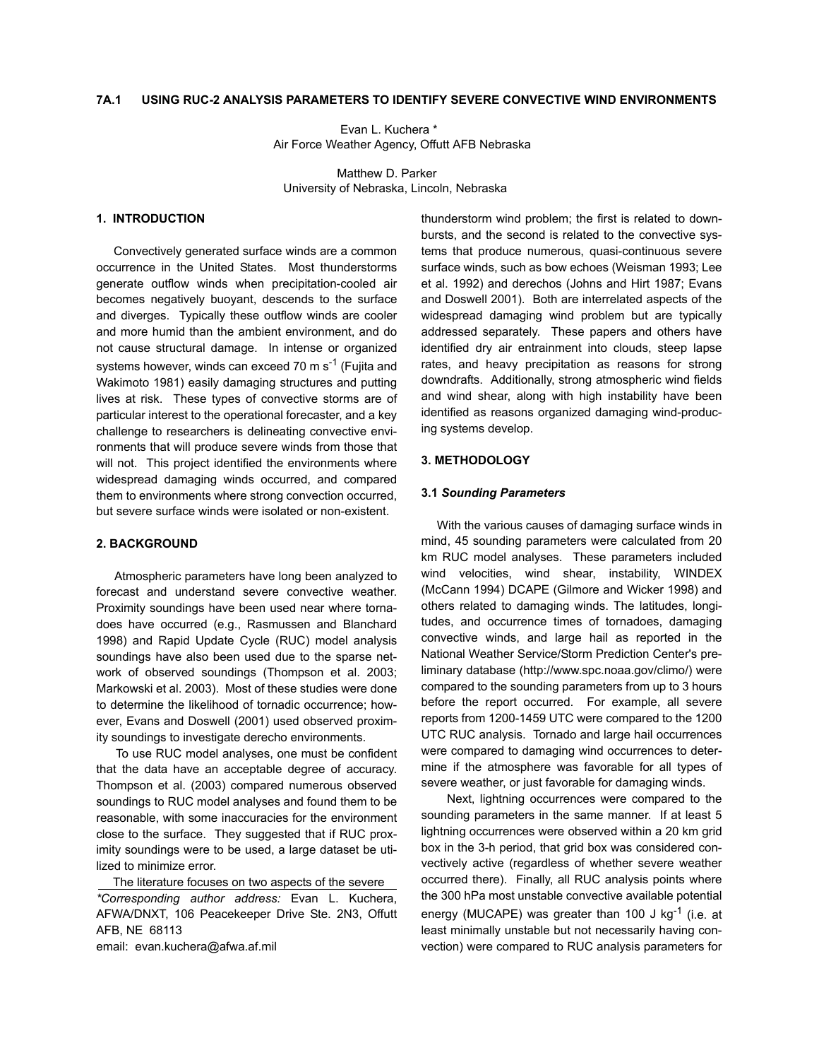# 7A.1 USING RUC-2 ANALYSIS PARAMETERS TO IDENTIFY SEVERE CONVECTIVE WIND ENVIRONMENTS

Evan L. Kuchera *
Air Force Weather Agency, Offutt AFB Nebraska

Matthew D. Parker
University of Nebraska, Lincoln, Nebraska

## 1. INTRODUCTION

Convectively generated surface winds are a common occurrence in the United States. Most thunderstorms generate outflow winds when precipitation-cooled air becomes negatively buoyant, descends to the surface and diverges. Typically these outflow winds are cooler and more humid than the ambient environment, and do not cause structural damage. In intense or organized systems however, winds can exceed 70 m s$^{-1}$ (Fujita and Wakimoto 1981) easily damaging structures and putting lives at risk. These types of convective storms are of particular interest to the operational forecaster, and a key challenge to researchers is delineating convective environments that will produce severe winds from those that will not. This project identified the environments where widespread damaging winds occurred, and compared them to environments where strong convection occurred, but severe surface winds were isolated or non-existent.

## 2. BACKGROUND

Atmospheric parameters have long been analyzed to forecast and understand severe convective weather. Proximity soundings have been used near where tornadoes have occurred (e.g., Rasmussen and Blanchard 1998) and Rapid Update Cycle (RUC) model analysis soundings have also been used due to the sparse network of observed soundings (Thompson et al. 2003; Markowski et al. 2003). Most of these studies were done to determine the likelihood of tornadic occurrence; however, Evans and Doswell (2001) used observed proximity soundings to investigate derecho environments.

To use RUC model analyses, one must be confident that the data have an acceptable degree of accuracy. Thompson et al. (2003) compared numerous observed soundings to RUC model analyses and found them to be reasonable, with some inaccuracies for the environment close to the surface. They suggested that if RUC proximity soundings were to be used, a large dataset be utilized to minimize error.

The literature focuses on two aspects of the severe thunderstorm wind problem; the first is related to downbursts, and the second is related to the convective systems that produce numerous, quasi-continuous severe surface winds, such as bow echoes (Weisman 1993; Lee et al. 1992) and derechos (Johns and Hirt 1987; Evans and Doswell 2001). Both are interrelated aspects of the widespread damaging wind problem but are typically addressed separately. These papers and others have identified dry air entrainment into clouds, steep lapse rates, and heavy precipitation as reasons for strong downdrafts. Additionally, strong atmospheric wind fields and wind shear, along with high instability have been identified as reasons organized damaging wind-producing systems develop.

## 3. METHODOLOGY

### 3.1 *Sounding Parameters*

With the various causes of damaging surface winds in mind, 45 sounding parameters were calculated from 20 km RUC model analyses. These parameters included wind velocities, wind shear, instability, WINDEX (McCann 1994) DCAPE (Gilmore and Wicker 1998) and others related to damaging winds. The latitudes, longitudes, and occurrence times of tornadoes, damaging convective winds, and large hail as reported in the National Weather Service/Storm Prediction Center's preliminary database (http://www.spc.noaa.gov/climo/) were compared to the sounding parameters from up to 3 hours before the report occurred. For example, all severe reports from 1200-1459 UTC were compared to the 1200 UTC RUC analysis. Tornado and large hail occurrences were compared to damaging wind occurrences to determine if the atmosphere was favorable for all types of severe weather, or just favorable for damaging winds.

Next, lightning occurrences were compared to the sounding parameters in the same manner. If at least 5 lightning occurrences were observed within a 20 km grid box in the 3-h period, that grid box was considered convectively active (regardless of whether severe weather occurred there). Finally, all RUC analysis points where the 300 hPa most unstable convective available potential energy (MUCAPE) was greater than 100 J kg$^{-1}$ (i.e. at least minimally unstable but not necessarily having convection) were compared to RUC analysis parameters for

*\*Corresponding author address:* Evan L. Kuchera, AFWA/DNXT, 106 Peacekeeper Drive Ste. 2N3, Offutt AFB, NE 68113
email: evan.kuchera@afwa.af.mil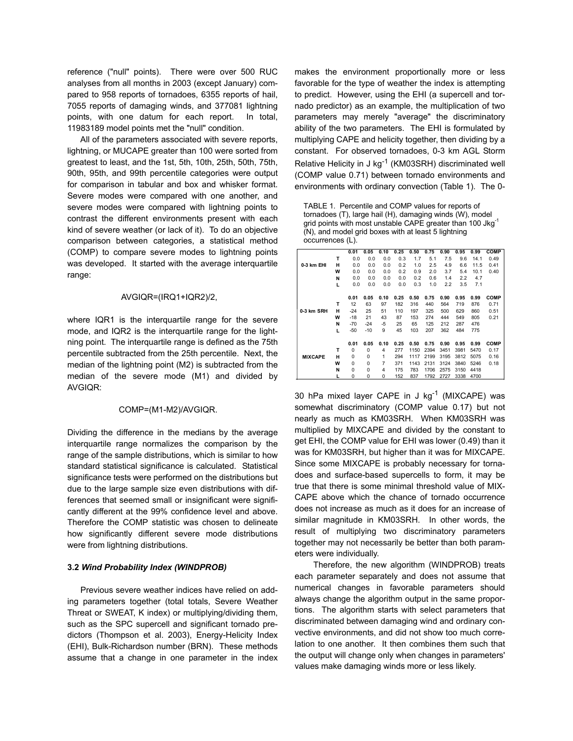reference ("null" points). There were over 500 RUC analyses from all months in 2003 (except January) compared to 958 reports of tornadoes, 6355 reports of hail, 7055 reports of damaging winds, and 377081 lightning points, with one datum for each report. In total, 11983189 model points met the "null" condition.

All of the parameters associated with severe reports, lightning, or MUCAPE greater than 100 were sorted from greatest to least, and the 1st, 5th, 10th, 25th, 50th, 75th, 90th, 95th, and 99th percentile categories were output for comparison in tabular and box and whisker format. Severe modes were compared with one another, and severe modes were compared with lightning points to contrast the different environments present with each kind of severe weather (or lack of it). To do an objective comparison between categories, a statistical method (COMP) to compare severe modes to lightning points was developed. It started with the average interquartile range:

$$AVGIQR=(IRQ1+IQR2)/2,$$

where IQR1 is the interquartile range for the severe mode, and IQR2 is the interquartile range for the lightning point. The interquartile range is defined as the 75th percentile subtracted from the 25th percentile. Next, the median of the lightning point (M2) is subtracted from the median of the severe mode (M1) and divided by AVGIQR:

$$COMP=(M1-M2)/AVGIQR.$$

Dividing the difference in the medians by the average interquartile range normalizes the comparison by the range of the sample distributions, which is similar to how standard statistical significance is calculated. Statistical significance tests were performed on the distributions but due to the large sample size even distributions with differences that seemed small or insignificant were significantly different at the 99% confidence level and above. Therefore the COMP statistic was chosen to delineate how significantly different severe mode distributions were from lightning distributions.

### 3.2 *Wind Probability Index (WINDPROB)*

Previous severe weather indices have relied on adding parameters together (total totals, Severe Weather Threat or SWEAT, K index) or multiplying/dividing them, such as the SPC supercell and significant tornado predictors (Thompson et al. 2003), Energy-Helicity Index (EHI), Bulk-Richardson number (BRN). These methods assume that a change in one parameter in the index makes the environment proportionally more or less favorable for the type of weather the index is attempting to predict. However, using the EHI (a supercell and tornado predictor) as an example, the multiplication of two parameters may merely "average" the discriminatory ability of the two parameters. The EHI is formulated by multiplying CAPE and helicity together, then dividing by a constant. For observed tornadoes, 0-3 km AGL Storm Relative Helicity in J kg$^{-1}$ (KM03SRH) discriminated well (COMP value 0.71) between tornado environments and environments with ordinary convection (Table 1). The 0-30 hPa mixed layer CAPE in J kg$^{-1}$ (MIXCAPE) was somewhat discriminatory (COMP value 0.17) but not nearly as much as KM03SRH. When KM03SRH was multiplied by MIXCAPE and divided by the constant to get EHI, the COMP value for EHI was lower (0.49) than it was for KM03SRH, but higher than it was for MIXCAPE. Since some MIXCAPE is probably necessary for tornadoes and surface-based supercells to form, it may be true that there is some minimal threshold value of MIXCAPE above which the chance of tornado occurrence does not increase as much as it does for an increase of similar magnitude in KM03SRH. In other words, the result of multiplying two discriminatory parameters together may not necessarily be better than both parameters were individually.

TABLE 1. Percentile and COMP values for reports of tornadoes (T), large hail (H), damaging winds (W), model grid points with most unstable CAPE greater than 100 Jkg$^{-1}$ (N), and model grid boxes with at least 5 lightning occurrences (L).

| | | 0.01 | 0.05 | 0.10 | 0.25 | 0.50 | 0.75 | 0.90 | 0.95 | 0.99 | COMP |
|---|---|---|---|---|---|---|---|---|---|---|---|
| 0-3 km EHI | T | 0.0 | 0.0 | 0.0 | 0.3 | 1.7 | 5.1 | 7.5 | 9.6 | 14.1 | 0.49 |
| | H | 0.0 | 0.0 | 0.0 | 0.2 | 1.0 | 2.5 | 4.9 | 6.6 | 11.5 | 0.41 |
| | W | 0.0 | 0.0 | 0.0 | 0.2 | 0.9 | 2.0 | 3.7 | 5.4 | 10.1 | 0.40 |
| | N | 0.0 | 0.0 | 0.0 | 0.0 | 0.2 | 0.6 | 1.4 | 2.2 | 4.7 | |
| | L | 0.0 | 0.0 | 0.0 | 0.0 | 0.3 | 1.0 | 2.2 | 3.5 | 7.1 | |
| | | 0.01 | 0.05 | 0.10 | 0.25 | 0.50 | 0.75 | 0.90 | 0.95 | 0.99 | COMP |
| 0-3 km SRH | T | 12 | 63 | 97 | 182 | 316 | 440 | 564 | 719 | 876 | 0.71 |
| | H | -24 | 25 | 51 | 110 | 197 | 325 | 500 | 629 | 860 | 0.51 |
| | W | -18 | 21 | 43 | 87 | 153 | 274 | 444 | 549 | 805 | 0.21 |
| | N | -70 | -24 | -5 | 25 | 65 | 125 | 212 | 287 | 476 | |
| | L | -50 | -10 | 9 | 45 | 103 | 207 | 362 | 484 | 775 | |
| | | 0.01 | 0.05 | 0.10 | 0.25 | 0.50 | 0.75 | 0.90 | 0.95 | 0.99 | COMP |
| MIXCAPE | T | 0 | 0 | 4 | 277 | 1150 | 2394 | 3451 | 3981 | 5470 | 0.17 |
| | H | 0 | 0 | 1 | 294 | 1117 | 2199 | 3195 | 3812 | 5075 | 0.16 |
| | W | 0 | 0 | 7 | 371 | 1143 | 2131 | 3124 | 3840 | 5246 | 0.18 |
| | N | 0 | 0 | 4 | 175 | 783 | 1706 | 2575 | 3150 | 4418 | |
| | L | 0 | 0 | 0 | 152 | 837 | 1792 | 2727 | 3338 | 4700 | |

Therefore, the new algorithm (WINDPROB) treats each parameter separately and does not assume that numerical changes in favorable parameters should always change the algorithm output in the same proportions. The algorithm starts with select parameters that discriminated between damaging wind and ordinary convective environments, and did not show too much correlation to one another. It then combines them such that the output will change only when changes in parameters' values make damaging winds more or less likely.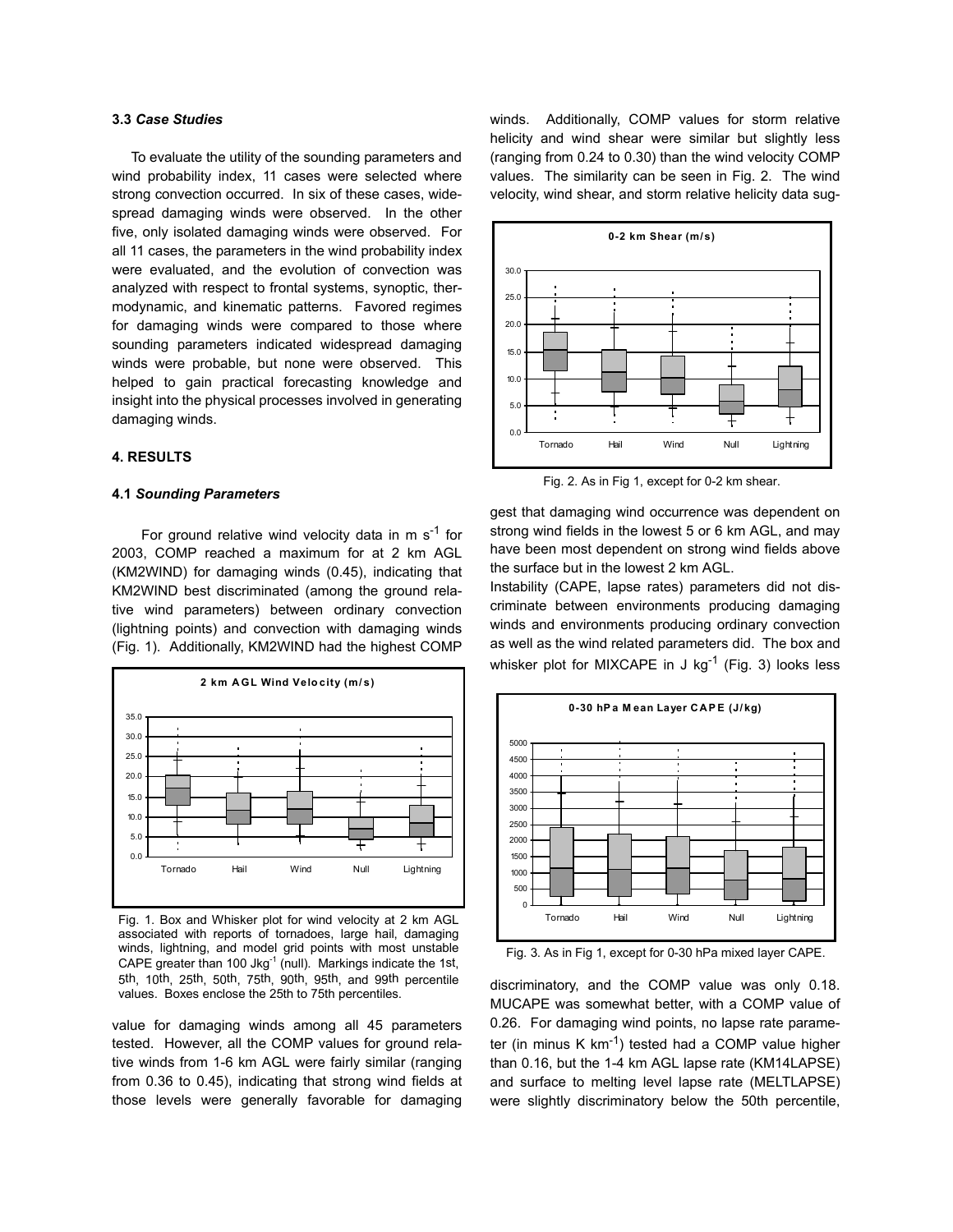### 3.3 *Case Studies*

To evaluate the utility of the sounding parameters and wind probability index, 11 cases were selected where strong convection occurred. In six of these cases, widespread damaging winds were observed. In the other five, only isolated damaging winds were observed. For all 11 cases, the parameters in the wind probability index were evaluated, and the evolution of convection was analyzed with respect to frontal systems, synoptic, thermodynamic, and kinematic patterns. Favored regimes for damaging winds were compared to those where sounding parameters indicated widespread damaging winds were probable, but none were observed. This helped to gain practical forecasting knowledge and insight into the physical processes involved in generating damaging winds.

## 4. RESULTS

### 4.1 *Sounding Parameters*

For ground relative wind velocity data in m $s^{-1}$ for 2003, COMP reached a maximum for at 2 km AGL (KM2WIND) for damaging winds (0.45), indicating that KM2WIND best discriminated (among the ground relative wind parameters) between ordinary convection (lightning points) and convection with damaging winds (Fig. 1). Additionally, KM2WIND had the highest COMP value for damaging winds among all 45 parameters tested. However, all the COMP values for ground relative winds from 1-6 km AGL were fairly similar (ranging from 0.36 to 0.45), indicating that strong wind fields at those levels were generally favorable for damaging winds. Additionally, COMP values for storm relative helicity and wind shear were similar but slightly less (ranging from 0.24 to 0.30) than the wind velocity COMP values. The similarity can be seen in Fig. 2. The wind velocity, wind shear, and storm relative helicity data suggest that damaging wind occurrence was dependent on strong wind fields in the lowest 5 or 6 km AGL, and may have been most dependent on strong wind fields above the surface but in the lowest 2 km AGL.

Fig. 1. Box and Whisker plot for wind velocity at 2 km AGL associated with reports of tornadoes, large hail, damaging winds, lightning, and model grid points with most unstable CAPE greater than 100 J$kg^{-1}$ (null). Markings indicate the 1st, 5th, 10th, 25th, 50th, 75th, 90th, 95th, and 99th percentile values. Boxes enclose the 25th to 75th percentiles.

Fig. 2. As in Fig 1, except for 0-2 km shear.

Instability (CAPE, lapse rates) parameters did not discriminate between environments producing damaging winds and environments producing ordinary convection as well as the wind related parameters did. The box and whisker plot for MIXCAPE in J $kg^{-1}$ (Fig. 3) looks less discriminatory, and the COMP value was only 0.18. MUCAPE was somewhat better, with a COMP value of 0.26. For damaging wind points, no lapse rate parameter (in minus K $km^{-1}$) tested had a COMP value higher than 0.16, but the 1-4 km AGL lapse rate (KM14LAPSE) and surface to melting level lapse rate (MELTLAPSE) were slightly discriminatory below the 50th percentile,

Fig. 3. As in Fig 1, except for 0-30 hPa mixed layer CAPE.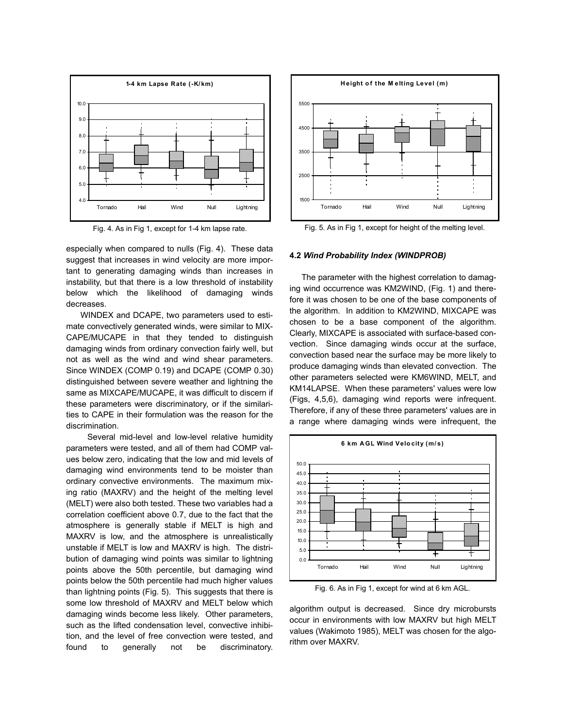Fig. 4. As in Fig 1, except for 1-4 km lapse rate.

Fig. 5. As in Fig 1, except for height of the melting level.

especially when compared to nulls (Fig. 4). These data suggest that increases in wind velocity are more important to generating damaging winds than increases in instability, but that there is a low threshold of instability below which the likelihood of damaging winds decreases.

WINDEX and DCAPE, two parameters used to estimate convectively generated winds, were similar to MIXCAPE/MUCAPE in that they tended to distinguish damaging winds from ordinary convection fairly well, but not as well as the wind and wind shear parameters. Since WINDEX (COMP 0.19) and DCAPE (COMP 0.30) distinguished between severe weather and lightning the same as MIXCAPE/MUCAPE, it was difficult to discern if these parameters were discriminatory, or if the similarities to CAPE in their formulation was the reason for the discrimination.

Several mid-level and low-level relative humidity parameters were tested, and all of them had COMP values below zero, indicating that the low and mid levels of damaging wind environments tend to be moister than ordinary convective environments. The maximum mixing ratio (MAXRV) and the height of the melting level (MELT) were also both tested. These two variables had a correlation coefficient above 0.7, due to the fact that the atmosphere is generally stable if MELT is high and MAXRV is low, and the atmosphere is unrealistically unstable if MELT is low and MAXRV is high. The distribution of damaging wind points was similar to lightning points above the 50th percentile, but damaging wind points below the 50th percentile had much higher values than lightning points (Fig. 5). This suggests that there is some low threshold of MAXRV and MELT below which damaging winds become less likely. Other parameters, such as the lifted condensation level, convective inhibition, and the level of free convection were tested, and found to generally not be discriminatory.

### 4.2 *Wind Probability Index (WINDPROB)*

The parameter with the highest correlation to damaging wind occurrence was KM2WIND, (Fig. 1) and therefore it was chosen to be one of the base components of the algorithm. In addition to KM2WIND, MIXCAPE was chosen to be a base component of the algorithm. Clearly, MIXCAPE is associated with surface-based convection. Since damaging winds occur at the surface, convection based near the surface may be more likely to produce damaging winds than elevated convection. The other parameters selected were KM6WIND, MELT, and KM14LAPSE. When these parameters' values were low (Figs, 4,5,6), damaging wind reports were infrequent. Therefore, if any of these three parameters' values are in a range where damaging winds were infrequent, the algorithm output is decreased. Since dry microbursts occur in environments with low MAXRV but high MELT values (Wakimoto 1985), MELT was chosen for the algorithm over MAXRV.

Fig. 6. As in Fig 1, except for wind at 6 km AGL.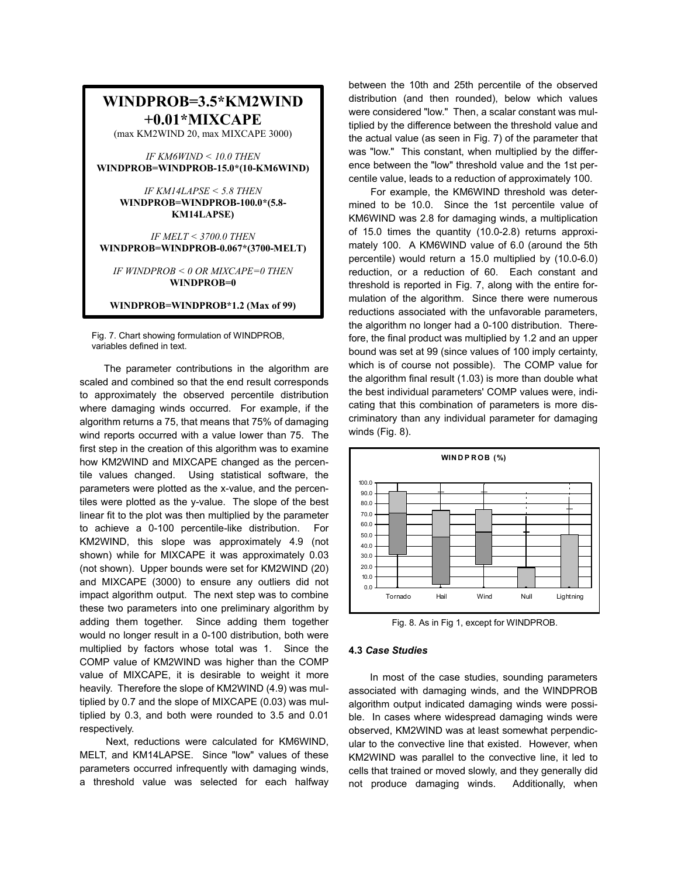**WINDPROB=3.5*KM2WIND +0.01*MIXCAPE**
(max KM2WIND 20, max MIXCAPE 3000)

*IF KM6WIND < 10.0 THEN*
**WINDPROB=WINDPROB-15.0*(10-KM6WIND)**

*IF KM14LAPSE < 5.8 THEN*
**WINDPROB=WINDPROB-100.0*(5.8-KM14LAPSE)**

*IF MELT < 3700.0 THEN*
**WINDPROB=WINDPROB-0.067*(3700-MELT)**

*IF WINDPROB < 0 OR MIXCAPE=0 THEN*
**WINDPROB=0**

**WINDPROB=WINDPROB*1.2 (Max of 99)**

Fig. 7. Chart showing formulation of WINDPROB, variables defined in text.

The parameter contributions in the algorithm are scaled and combined so that the end result corresponds to approximately the observed percentile distribution where damaging winds occurred. For example, if the algorithm returns a 75, that means that 75% of damaging wind reports occurred with a value lower than 75. The first step in the creation of this algorithm was to examine how KM2WIND and MIXCAPE changed as the percentile values changed. Using statistical software, the parameters were plotted as the x-value, and the percentiles were plotted as the y-value. The slope of the best linear fit to the plot was then multiplied by the parameter to achieve a 0-100 percentile-like distribution. For KM2WIND, this slope was approximately 4.9 (not shown) while for MIXCAPE it was approximately 0.03 (not shown). Upper bounds were set for KM2WIND (20) and MIXCAPE (3000) to ensure any outliers did not impact algorithm output. The next step was to combine these two parameters into one preliminary algorithm by adding them together. Since adding them together would no longer result in a 0-100 distribution, both were multiplied by factors whose total was 1. Since the COMP value of KM2WIND was higher than the COMP value of MIXCAPE, it is desirable to weight it more heavily. Therefore the slope of KM2WIND (4.9) was multiplied by 0.7 and the slope of MIXCAPE (0.03) was multiplied by 0.3, and both were rounded to 3.5 and 0.01 respectively.

Next, reductions were calculated for KM6WIND, MELT, and KM14LAPSE. Since "low" values of these parameters occurred infrequently with damaging winds, a threshold value was selected for each halfway between the 10th and 25th percentile of the observed distribution (and then rounded), below which values were considered "low." Then, a scalar constant was multiplied by the difference between the threshold value and the actual value (as seen in Fig. 7) of the parameter that was "low." This constant, when multiplied by the difference between the "low" threshold value and the 1st percentile value, leads to a reduction of approximately 100.

For example, the KM6WIND threshold was determined to be 10.0. Since the 1st percentile value of KM6WIND was 2.8 for damaging winds, a multiplication of 15.0 times the quantity (10.0-2.8) returns approximately 100. A KM6WIND value of 6.0 (around the 5th percentile) would return a 15.0 multiplied by (10.0-6.0) reduction, or a reduction of 60. Each constant and threshold is reported in Fig. 7, along with the entire formulation of the algorithm. Since there were numerous reductions associated with the unfavorable parameters, the algorithm no longer had a 0-100 distribution. Therefore, the final product was multiplied by 1.2 and an upper bound was set at 99 (since values of 100 imply certainty, which is of course not possible). The COMP value for the algorithm final result (1.03) is more than double what the best individual parameters' COMP values were, indicating that this combination of parameters is more discriminatory than any individual parameter for damaging winds (Fig. 8).

Fig. 8. As in Fig 1, except for WINDPROB.

### 4.3 *Case Studies*

In most of the case studies, sounding parameters associated with damaging winds, and the WINDPROB algorithm output indicated damaging winds were possible. In cases where widespread damaging winds were observed, KM2WIND was at least somewhat perpendicular to the convective line that existed. However, when KM2WIND was parallel to the convective line, it led to cells that trained or moved slowly, and they generally did not produce damaging winds. Additionally, when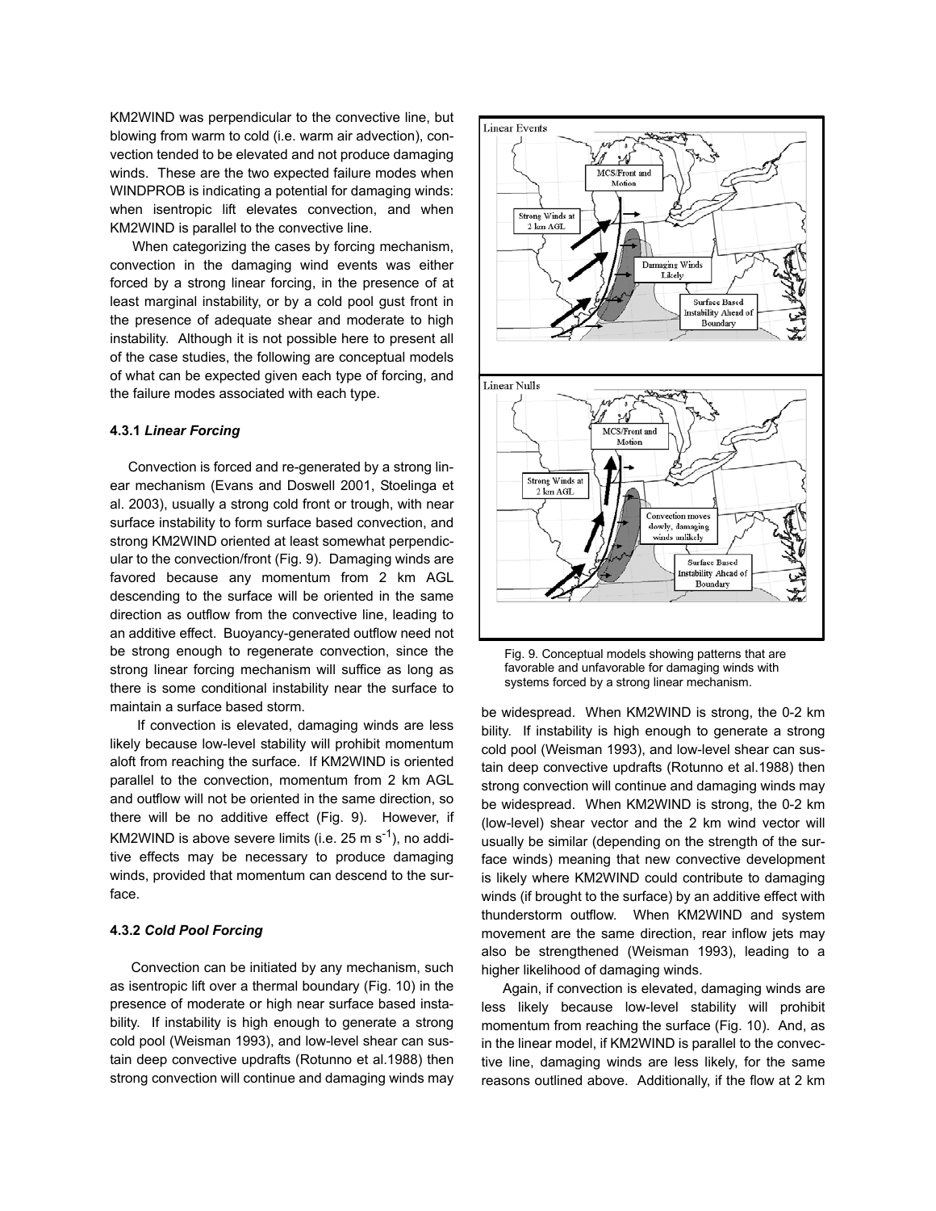KM2WIND was perpendicular to the convective line, but blowing from warm to cold (i.e. warm air advection), convection tended to be elevated and not produce damaging winds. These are the two expected failure modes when WINDPROB is indicating a potential for damaging winds: when isentropic lift elevates convection, and when KM2WIND is parallel to the convective line.

When categorizing the cases by forcing mechanism, convection in the damaging wind events was either forced by a strong linear forcing, in the presence of at least marginal instability, or by a cold pool gust front in the presence of adequate shear and moderate to high instability. Although it is not possible here to present all of the case studies, the following are conceptual models of what can be expected given each type of forcing, and the failure modes associated with each type.

#### 4.3.1 *Linear Forcing*

Convection is forced and re-generated by a strong linear mechanism (Evans and Doswell 2001, Stoelinga et al. 2003), usually a strong cold front or trough, with near surface instability to form surface based convection, and strong KM2WIND oriented at least somewhat perpendicular to the convection/front (Fig. 9). Damaging winds are favored because any momentum from 2 km AGL descending to the surface will be oriented in the same direction as outflow from the convective line, leading to an additive effect. Buoyancy-generated outflow need not be strong enough to regenerate convection, since the strong linear forcing mechanism will suffice as long as there is some conditional instability near the surface to maintain a surface based storm.

If convection is elevated, damaging winds are less likely because low-level stability will prohibit momentum aloft from reaching the surface. If KM2WIND is oriented parallel to the convection, momentum from 2 km AGL and outflow will not be oriented in the same direction, so there will be no additive effect (Fig. 9). However, if KM2WIND is above severe limits (i.e. 25 m s$^{-1}$), no additive effects may be necessary to produce damaging winds, provided that momentum can descend to the surface.

#### 4.3.2 *Cold Pool Forcing*

Convection can be initiated by any mechanism, such as isentropic lift over a thermal boundary (Fig. 10) in the presence of moderate or high near surface based instability. If instability is high enough to generate a strong cold pool (Weisman 1993), and low-level shear can sustain deep convective updrafts (Rotunno et al.1988) then strong convection will continue and damaging winds may be widespread. When KM2WIND is strong, the 0-2 km bility. If instability is high enough to generate a strong cold pool (Weisman 1993), and low-level shear can sustain deep convective updrafts (Rotunno et al.1988) then strong convection will continue and damaging winds may be widespread. When KM2WIND is strong, the 0-2 km (low-level) shear vector and the 2 km wind vector will usually be similar (depending on the strength of the surface winds) meaning that new convective development is likely where KM2WIND could contribute to damaging winds (if brought to the surface) by an additive effect with thunderstorm outflow. When KM2WIND and system movement are the same direction, rear inflow jets may also be strengthened (Weisman 1993), leading to a higher likelihood of damaging winds.

Fig. 9. Conceptual models showing patterns that are favorable and unfavorable for damaging winds with systems forced by a strong linear mechanism.

Again, if convection is elevated, damaging winds are less likely because low-level stability will prohibit momentum from reaching the surface (Fig. 10). And, as in the linear model, if KM2WIND is parallel to the convective line, damaging winds are less likely, for the same reasons outlined above. Additionally, if the flow at 2 km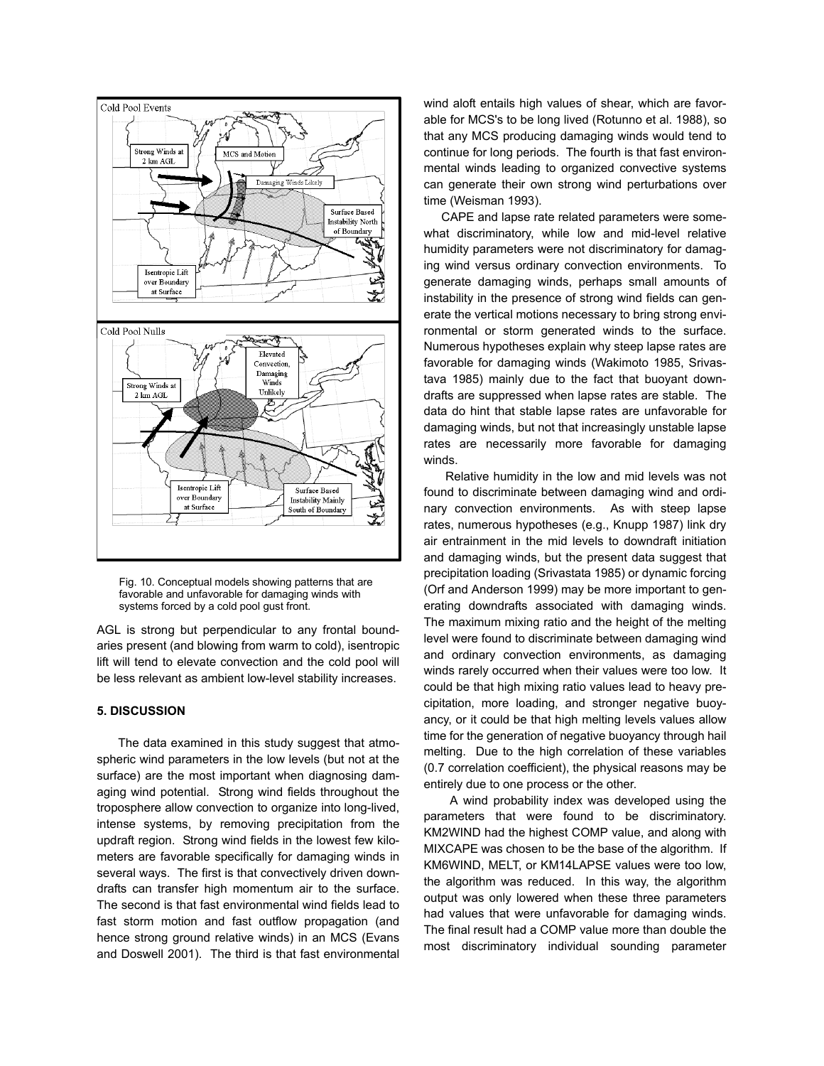Fig. 10. Conceptual models showing patterns that are favorable and unfavorable for damaging winds with systems forced by a cold pool gust front.

AGL is strong but perpendicular to any frontal boundaries present (and blowing from warm to cold), isentropic lift will tend to elevate convection and the cold pool will be less relevant as ambient low-level stability increases.

## 5. DISCUSSION

The data examined in this study suggest that atmospheric wind parameters in the low levels (but not at the surface) are the most important when diagnosing damaging wind potential. Strong wind fields throughout the troposphere allow convection to organize into long-lived, intense systems, by removing precipitation from the updraft region. Strong wind fields in the lowest few kilometers are favorable specifically for damaging winds in several ways. The first is that convectively driven downdrafts can transfer high momentum air to the surface. The second is that fast environmental wind fields lead to fast storm motion and fast outflow propagation (and hence strong ground relative winds) in an MCS (Evans and Doswell 2001). The third is that fast environmental wind aloft entails high values of shear, which are favorable for MCS's to be long lived (Rotunno et al. 1988), so that any MCS producing damaging winds would tend to continue for long periods. The fourth is that fast environmental winds leading to organized convective systems can generate their own strong wind perturbations over time (Weisman 1993).

CAPE and lapse rate related parameters were somewhat discriminatory, while low and mid-level relative humidity parameters were not discriminatory for damaging wind versus ordinary convection environments. To generate damaging winds, perhaps small amounts of instability in the presence of strong wind fields can generate the vertical motions necessary to bring strong environmental or storm generated winds to the surface. Numerous hypotheses explain why steep lapse rates are favorable for damaging winds (Wakimoto 1985, Srivastava 1985) mainly due to the fact that buoyant downdrafts are suppressed when lapse rates are stable. The data do hint that stable lapse rates are unfavorable for damaging winds, but not that increasingly unstable lapse rates are necessarily more favorable for damaging winds.

Relative humidity in the low and mid levels was not found to discriminate between damaging wind and ordinary convection environments. As with steep lapse rates, numerous hypotheses (e.g., Knupp 1987) link dry air entrainment in the mid levels to downdraft initiation and damaging winds, but the present data suggest that precipitation loading (Srivastata 1985) or dynamic forcing (Orf and Anderson 1999) may be more important to generating downdrafts associated with damaging winds. The maximum mixing ratio and the height of the melting level were found to discriminate between damaging wind and ordinary convection environments, as damaging winds rarely occurred when their values were too low. It could be that high mixing ratio values lead to heavy precipitation, more loading, and stronger negative buoyancy, or it could be that high melting levels values allow time for the generation of negative buoyancy through hail melting. Due to the high correlation of these variables (0.7 correlation coefficient), the physical reasons may be entirely due to one process or the other.

A wind probability index was developed using the parameters that were found to be discriminatory. KM2WIND had the highest COMP value, and along with MIXCAPE was chosen to be the base of the algorithm. If KM6WIND, MELT, or KM14LAPSE values were too low, the algorithm was reduced. In this way, the algorithm output was only lowered when these three parameters had values that were unfavorable for damaging winds. The final result had a COMP value more than double the most discriminatory individual sounding parameter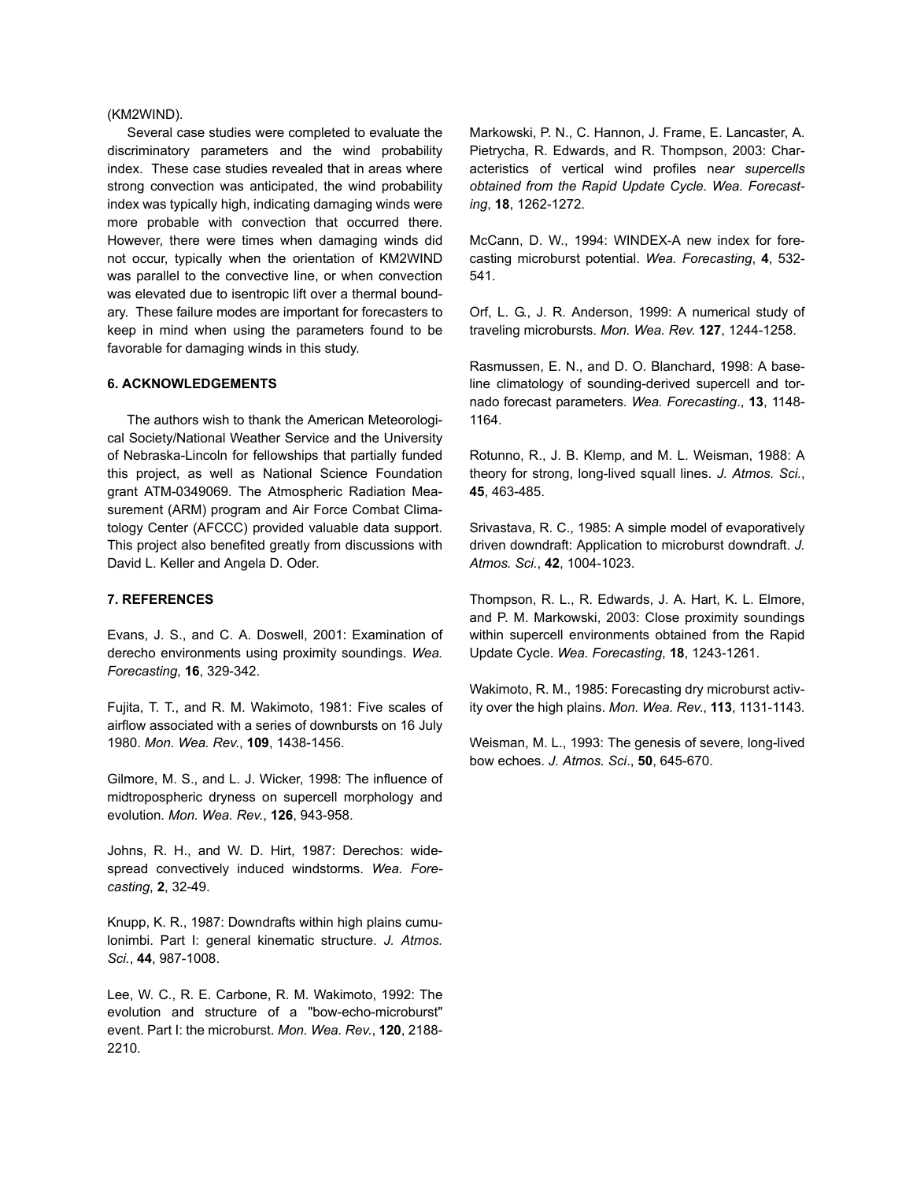(KM2WIND).

Several case studies were completed to evaluate the discriminatory parameters and the wind probability index. These case studies revealed that in areas where strong convection was anticipated, the wind probability index was typically high, indicating damaging winds were more probable with convection that occurred there. However, there were times when damaging winds did not occur, typically when the orientation of KM2WIND was parallel to the convective line, or when convection was elevated due to isentropic lift over a thermal boundary. These failure modes are important for forecasters to keep in mind when using the parameters found to be favorable for damaging winds in this study.

## 6. ACKNOWLEDGEMENTS

The authors wish to thank the American Meteorological Society/National Weather Service and the University of Nebraska-Lincoln for fellowships that partially funded this project, as well as National Science Foundation grant ATM-0349069. The Atmospheric Radiation Measurement (ARM) program and Air Force Combat Climatology Center (AFCCC) provided valuable data support. This project also benefited greatly from discussions with David L. Keller and Angela D. Oder.

## 7. REFERENCES

Evans, J. S., and C. A. Doswell, 2001: Examination of derecho environments using proximity soundings. *Wea. Forecasting*, **16**, 329-342.

Fujita, T. T., and R. M. Wakimoto, 1981: Five scales of airflow associated with a series of downbursts on 16 July 1980. *Mon. Wea. Rev.*, **109**, 1438-1456.

Gilmore, M. S., and L. J. Wicker, 1998: The influence of midtropospheric dryness on supercell morphology and evolution. *Mon. Wea. Rev.*, **126**, 943-958.

Johns, R. H., and W. D. Hirt, 1987: Derechos: widespread convectively induced windstorms. *Wea. Forecasting*, **2**, 32-49.

Knupp, K. R., 1987: Downdrafts within high plains cumulonimbi. Part I: general kinematic structure. *J. Atmos. Sci.*, **44**, 987-1008.

Lee, W. C., R. E. Carbone, R. M. Wakimoto, 1992: The evolution and structure of a "bow-echo-microburst" event. Part I: the microburst. *Mon. Wea. Rev.*, **120**, 2188-2210.

Markowski, P. N., C. Hannon, J. Frame, E. Lancaster, A. Pietrycha, R. Edwards, and R. Thompson, 2003: Characteristics of vertical wind profiles n*ear supercells obtained from the Rapid Update Cycle. Wea. Forecasting*, **18**, 1262-1272.

McCann, D. W., 1994: WINDEX-A new index for forecasting microburst potential. *Wea. Forecasting*, **4**, 532-541.

Orf, L. G., J. R. Anderson, 1999: A numerical study of traveling microbursts. *Mon. Wea. Rev.* **127**, 1244-1258.

Rasmussen, E. N., and D. O. Blanchard, 1998: A baseline climatology of sounding-derived supercell and tornado forecast parameters. *Wea. Forecasting*., **13**, 1148-1164.

Rotunno, R., J. B. Klemp, and M. L. Weisman, 1988: A theory for strong, long-lived squall lines. *J. Atmos. Sci.*, **45**, 463-485.

Srivastava, R. C., 1985: A simple model of evaporatively driven downdraft: Application to microburst downdraft. *J. Atmos. Sci.*, **42**, 1004-1023.

Thompson, R. L., R. Edwards, J. A. Hart, K. L. Elmore, and P. M. Markowski, 2003: Close proximity soundings within supercell environments obtained from the Rapid Update Cycle. *Wea. Forecasting*, **18**, 1243-1261.

Wakimoto, R. M., 1985: Forecasting dry microburst activity over the high plains. *Mon. Wea. Rev.*, **113**, 1131-1143.

Weisman, M. L., 1993: The genesis of severe, long-lived bow echoes. *J. Atmos. Sci*., **50**, 645-670.